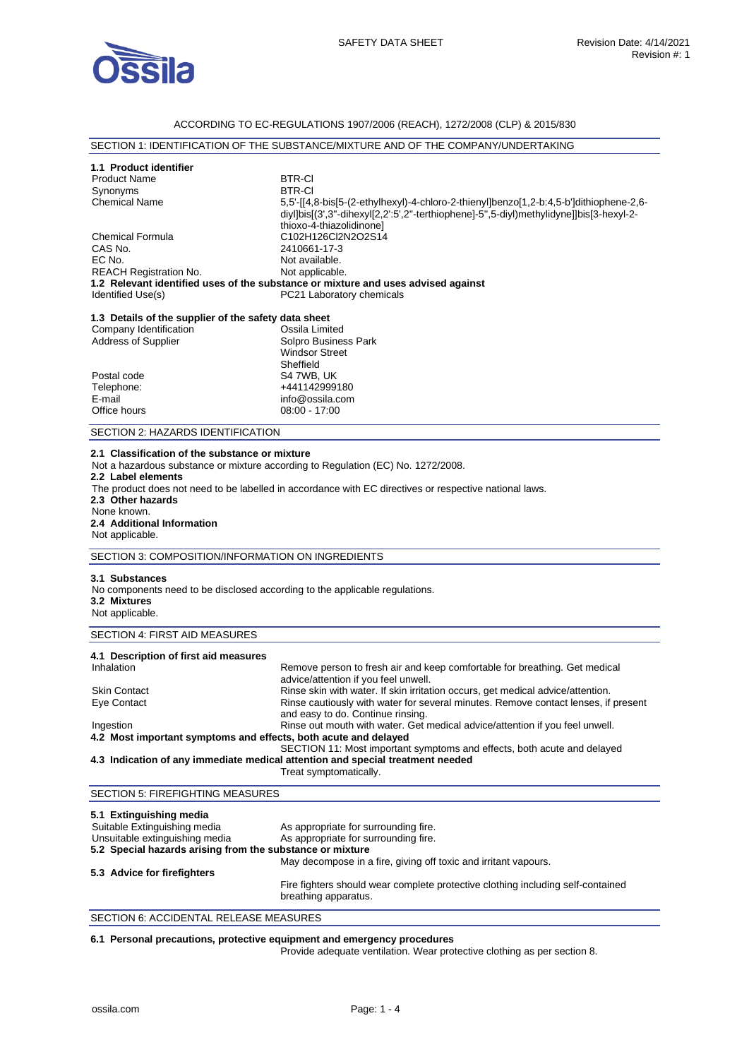ACCORDING TO EC-REGULATIONS 1907/2006 (REACH), 1272/2008 (CLP) & 2015/830

## SECTION 1: IDENTIFICATION OF THE SUBSTANCE/MIXTURE AND OF THE COMPANY/UNDERTAKING

### 1.1 Product identifier

| | |
|---|---|
| Product Name | BTR-Cl |
| Synonyms | BTR-Cl |
| Chemical Name | 5,5'-[[4,8-bis[5-(2-ethylhexyl)-4-chloro-2-thienyl]benzo[1,2-b:4,5-b']dithiophene-2,6-diyl]bis[(3',3''-dihexyl[2,2':5',2''-terthiophene]-5'',5-diyl)methylidyne]]bis[3-hexyl-2-thioxo-4-thiazolidinone] |
| Chemical Formula | $C_{102}H_{126}Cl_2N_2O_2S_{14}$ |
| CAS No. | 2410661-17-3 |
| EC No. | Not available. |
| REACH Registration No. | Not applicable. |

### 1.2 Relevant identified uses of the substance or mixture and uses advised against

| | |
|---|---|
| Identified Use(s) | PC21 Laboratory chemicals |

### 1.3 Details of the supplier of the safety data sheet

| | |
|---|---|
| Company Identification | Ossila Limited |
| Address of Supplier | Solpro Business Park<br>Windsor Street<br>Sheffield |
| Postal code | S4 7WB, UK |
| Telephone: | +441142999180 |
| E-mail | info@ossila.com |
| Office hours | 08:00 - 17:00 |

## SECTION 2: HAZARDS IDENTIFICATION

**2.1 Classification of the substance or mixture**

Not a hazardous substance or mixture according to Regulation (EC) No. 1272/2008.

**2.2 Label elements**

The product does not need to be labelled in accordance with EC directives or respective national laws.

**2.3 Other hazards**

None known.

**2.4 Additional Information**

Not applicable.

## SECTION 3: COMPOSITION/INFORMATION ON INGREDIENTS

**3.1 Substances**

No components need to be disclosed according to the applicable regulations.

**3.2 Mixtures**

Not applicable.

## SECTION 4: FIRST AID MEASURES

### 4.1 Description of first aid measures

| | |
|---|---|
| Inhalation | Remove person to fresh air and keep comfortable for breathing. Get medical advice/attention if you feel unwell. |
| Skin Contact | Rinse skin with water. If skin irritation occurs, get medical advice/attention. |
| Eye Contact | Rinse cautiously with water for several minutes. Remove contact lenses, if present and easy to do. Continue rinsing. |
| Ingestion | Rinse out mouth with water. Get medical advice/attention if you feel unwell. |

**4.2 Most important symptoms and effects, both acute and delayed**

SECTION 11: Most important symptoms and effects, both acute and delayed

**4.3 Indication of any immediate medical attention and special treatment needed**

Treat symptomatically.

## SECTION 5: FIREFIGHTING MEASURES

### 5.1 Extinguishing media

| | |
|---|---|
| Suitable Extinguishing media | As appropriate for surrounding fire. |
| Unsuitable extinguishing media | As appropriate for surrounding fire. |

**5.2 Special hazards arising from the substance or mixture**

May decompose in a fire, giving off toxic and irritant vapours.

**5.3 Advice for firefighters**

Fire fighters should wear complete protective clothing including self-contained breathing apparatus.

## SECTION 6: ACCIDENTAL RELEASE MEASURES

**6.1 Personal precautions, protective equipment and emergency procedures**

Provide adequate ventilation. Wear protective clothing as per section 8.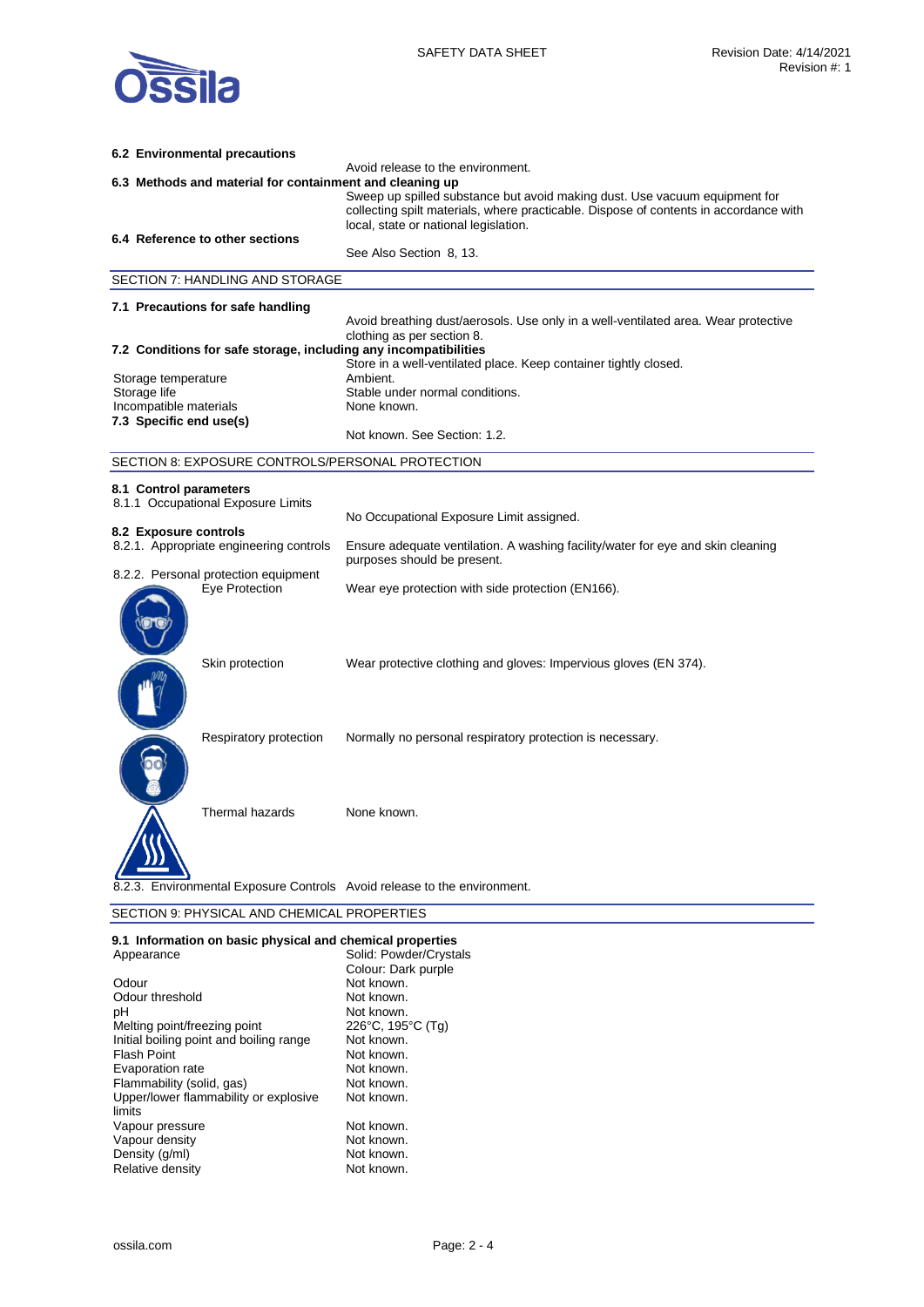### 6.2 Environmental precautions

Avoid release to the environment.

### 6.3 Methods and material for containment and cleaning up

Sweep up spilled substance but avoid making dust. Use vacuum equipment for collecting spilt materials, where practicable. Dispose of contents in accordance with local, state or national legislation.

### 6.4 Reference to other sections

See Also Section 8, 13.

## SECTION 7: HANDLING AND STORAGE

### 7.1 Precautions for safe handling

Avoid breathing dust/aerosols. Use only in a well-ventilated area. Wear protective clothing as per section 8.

### 7.2 Conditions for safe storage, including any incompatibilities

Store in a well-ventilated place. Keep container tightly closed.

| | |
|---|---|
| Storage temperature | Ambient. |
| Storage life | Stable under normal conditions. |
| Incompatible materials | None known. |

### 7.3 Specific end use(s)

Not known. See Section: 1.2.

## SECTION 8: EXPOSURE CONTROLS/PERSONAL PROTECTION

### 8.1 Control parameters

8.1.1 Occupational Exposure Limits

No Occupational Exposure Limit assigned.

### 8.2 Exposure controls

| | |
|---|---|
| 8.2.1. Appropriate engineering controls | Ensure adequate ventilation. A washing facility/water for eye and skin cleaning purposes should be present. |
| 8.2.2. Personal protection equipment | |
| Eye Protection | Wear eye protection with side protection (EN166). |
| Skin protection | Wear protective clothing and gloves: Impervious gloves (EN 374). |
| Respiratory protection | Normally no personal respiratory protection is necessary. |
| Thermal hazards | None known. |
| 8.2.3. Environmental Exposure Controls | Avoid release to the environment. |

## SECTION 9: PHYSICAL AND CHEMICAL PROPERTIES

### 9.1 Information on basic physical and chemical properties

| | |
|---|---|
| Appearance | Solid: Powder/Crystals<br>Colour: Dark purple |
| Odour | Not known. |
| Odour threshold | Not known. |
| pH | Not known. |
| Melting point/freezing point | 226°C, 195°C (Tg) |
| Initial boiling point and boiling range | Not known. |
| Flash Point | Not known. |
| Evaporation rate | Not known. |
| Flammability (solid, gas) | Not known. |
| Upper/lower flammability or explosive limits | Not known. |
| Vapour pressure | Not known. |
| Vapour density | Not known. |
| Density (g/ml) | Not known. |
| Relative density | Not known. |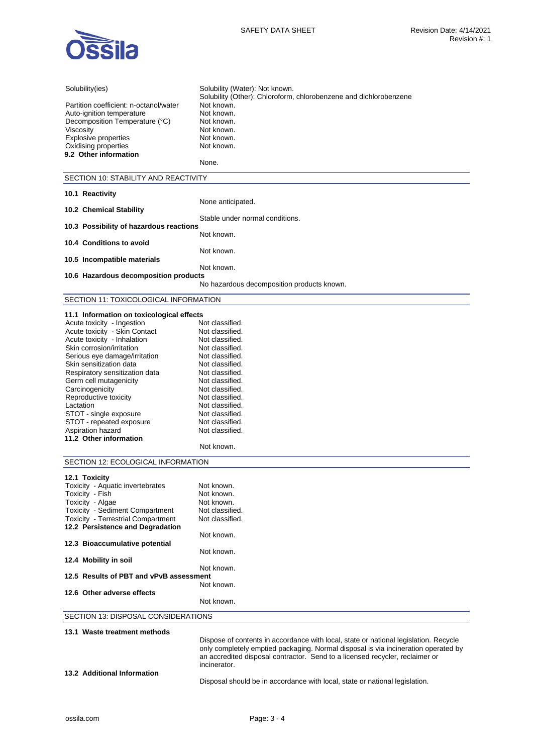| | |
|---|---|
| Solubility(ies) | Solubility (Water): Not known.<br>Solubility (Other): Chloroform, chlorobenzene and dichlorobenzene |
| Partition coefficient: n-octanol/water | Not known. |
| Auto-ignition temperature | Not known. |
| Decomposition Temperature (°C) | Not known. |
| Viscosity | Not known. |
| Explosive properties | Not known. |
| Oxidising properties | Not known. |

**9.2 Other information**

None.

## SECTION 10: STABILITY AND REACTIVITY

**10.1 Reactivity**

None anticipated.

**10.2 Chemical Stability**

Stable under normal conditions.

**10.3 Possibility of hazardous reactions**

Not known.

**10.4 Conditions to avoid**

Not known.

**10.5 Incompatible materials**

Not known.

**10.6 Hazardous decomposition products**

No hazardous decomposition products known.

## SECTION 11: TOXICOLOGICAL INFORMATION

**11.1 Information on toxicological effects**

| | |
|---|---|
| Acute toxicity - Ingestion | Not classified. |
| Acute toxicity - Skin Contact | Not classified. |
| Acute toxicity - Inhalation | Not classified. |
| Skin corrosion/irritation | Not classified. |
| Serious eye damage/irritation | Not classified. |
| Skin sensitization data | Not classified. |
| Respiratory sensitization data | Not classified. |
| Germ cell mutagenicity | Not classified. |
| Carcinogenicity | Not classified. |
| Reproductive toxicity | Not classified. |
| Lactation | Not classified. |
| STOT - single exposure | Not classified. |
| STOT - repeated exposure | Not classified. |
| Aspiration hazard | Not classified. |

**11.2 Other information**

Not known.

## SECTION 12: ECOLOGICAL INFORMATION

**12.1 Toxicity**

| | |
|---|---|
| Toxicity - Aquatic invertebrates | Not known. |
| Toxicity - Fish | Not known. |
| Toxicity - Algae | Not known. |
| Toxicity - Sediment Compartment | Not classified. |
| Toxicity - Terrestrial Compartment | Not classified. |

**12.2 Persistence and Degradation**

Not known.

**12.3 Bioaccumulative potential**

Not known.

**12.4 Mobility in soil**

Not known.

**12.5 Results of PBT and vPvB assessment**

Not known.

**12.6 Other adverse effects**

Not known.

## SECTION 13: DISPOSAL CONSIDERATIONS

**13.1 Waste treatment methods**

Dispose of contents in accordance with local, state or national legislation. Recycle only completely emptied packaging. Normal disposal is via incineration operated by an accredited disposal contractor. Send to a licensed recycler, reclaimer or incinerator.

**13.2 Additional Information**

Disposal should be in accordance with local, state or national legislation.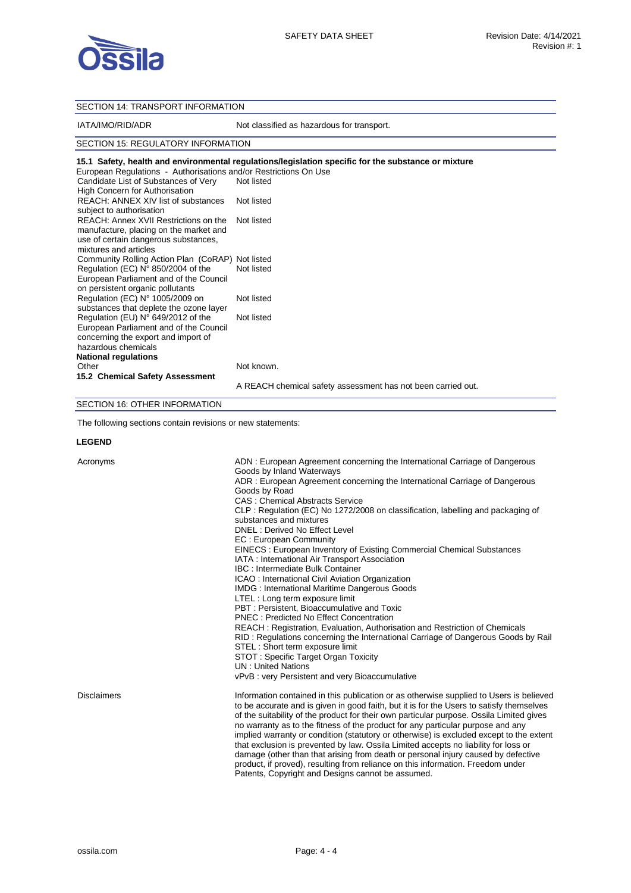## SECTION 14: TRANSPORT INFORMATION

| | |
|---|---|
| IATA/IMO/RID/ADR | Not classified as hazardous for transport. |

## SECTION 15: REGULATORY INFORMATION

**15.1 Safety, health and environmental regulations/legislation specific for the substance or mixture**

European Regulations - Authorisations and/or Restrictions On Use

| | |
|---|---|
| Candidate List of Substances of Very High Concern for Authorisation | Not listed |
| REACH: ANNEX XIV list of substances subject to authorisation | Not listed |
| REACH: Annex XVII Restrictions on the manufacture, placing on the market and use of certain dangerous substances, mixtures and articles | Not listed |
| Community Rolling Action Plan (CoRAP) | Not listed |
| Regulation (EC) N° 850/2004 of the European Parliament and of the Council on persistent organic pollutants | Not listed |
| Regulation (EC) N° 1005/2009 on substances that deplete the ozone layer | Not listed |
| Regulation (EU) N° 649/2012 of the European Parliament and of the Council concerning the export and import of hazardous chemicals | Not listed |

**National regulations**

| | |
|---|---|
| Other | Not known. |

**15.2 Chemical Safety Assessment**

A REACH chemical safety assessment has not been carried out.

## SECTION 16: OTHER INFORMATION

The following sections contain revisions or new statements:

**LEGEND**

Acronyms

- ADN : European Agreement concerning the International Carriage of Dangerous Goods by Inland Waterways
- ADR : European Agreement concerning the International Carriage of Dangerous Goods by Road
- CAS : Chemical Abstracts Service
- CLP : Regulation (EC) No 1272/2008 on classification, labelling and packaging of substances and mixtures
- DNEL : Derived No Effect Level
- EC : European Community
- EINECS : European Inventory of Existing Commercial Chemical Substances
- IATA : International Air Transport Association
- IBC : Intermediate Bulk Container
- ICAO : International Civil Aviation Organization
- IMDG : International Maritime Dangerous Goods
- LTEL : Long term exposure limit
- PBT : Persistent, Bioaccumulative and Toxic
- PNEC : Predicted No Effect Concentration
- REACH : Registration, Evaluation, Authorisation and Restriction of Chemicals
- RID : Regulations concerning the International Carriage of Dangerous Goods by Rail
- STEL : Short term exposure limit
- STOT : Specific Target Organ Toxicity
- UN : United Nations
- vPvB : very Persistent and very Bioaccumulative

Disclaimers

Information contained in this publication or as otherwise supplied to Users is believed to be accurate and is given in good faith, but it is for the Users to satisfy themselves of the suitability of the product for their own particular purpose. Ossila Limited gives no warranty as to the fitness of the product for any particular purpose and any implied warranty or condition (statutory or otherwise) is excluded except to the extent that exclusion is prevented by law. Ossila Limited accepts no liability for loss or damage (other than that arising from death or personal injury caused by defective product, if proved), resulting from reliance on this information. Freedom under Patents, Copyright and Designs cannot be assumed.